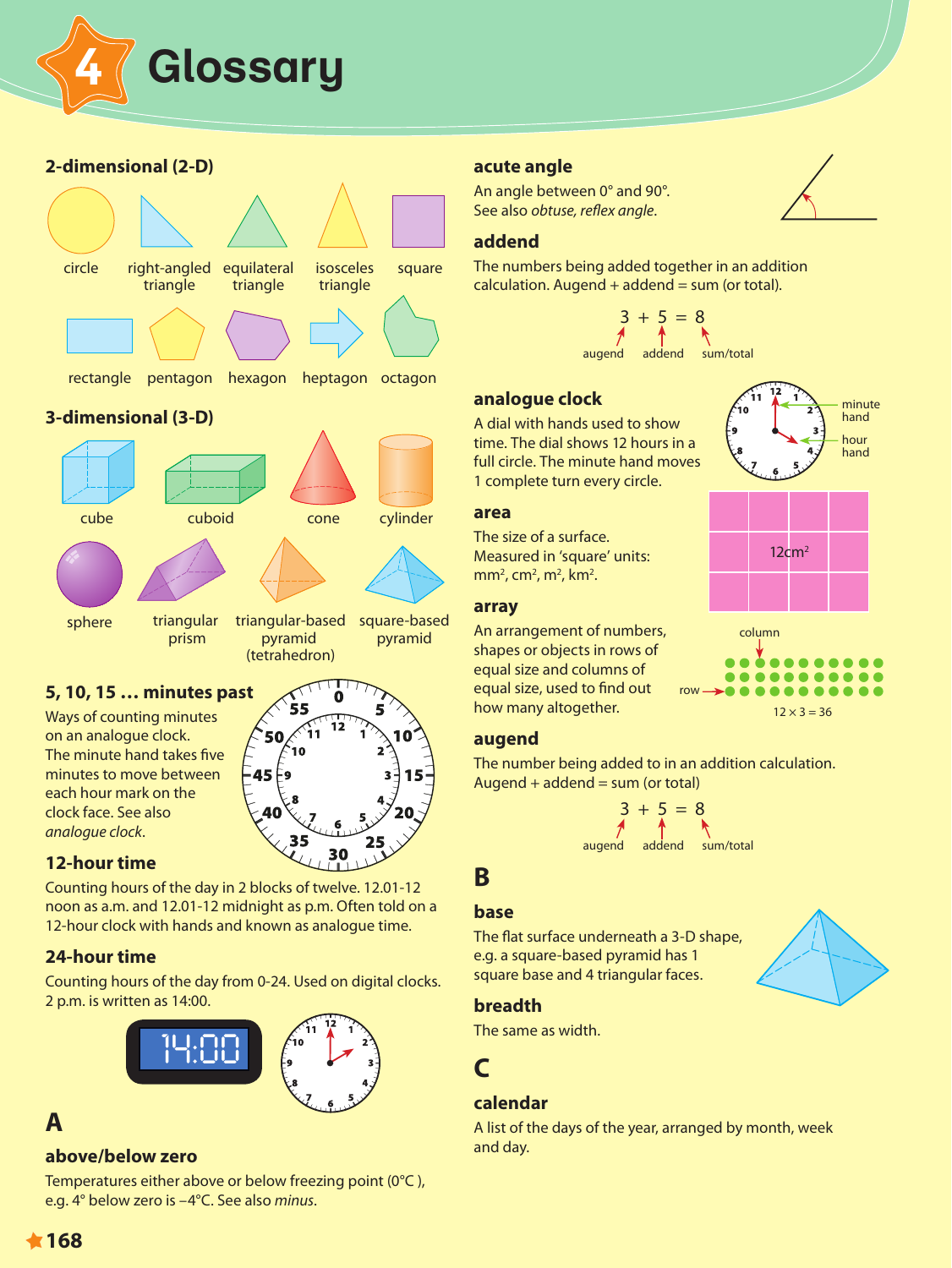# 4 Glossary

## 2-dimensional (2-D)

circle, right-angled triangle, equilateral triangle, isosceles triangle, square

rectangle, pentagon, hexagon, heptagon, octagon

## 3-dimensional (3-D)

cube, cuboid, cone, cylinder

sphere, triangular prism, triangular-based pyramid (tetrahedron), square-based pyramid

### 5, 10, 15 … minutes past

Ways of counting minutes on an analogue clock. The minute hand takes five minutes to move between each hour mark on the clock face. See also *analogue clock*.

### 12-hour time

Counting hours of the day in 2 blocks of twelve. 12.01-12 noon as a.m. and 12.01-12 midnight as p.m. Often told on a 12-hour clock with hands and known as analogue time.

### 24-hour time

Counting hours of the day from 0-24. Used on digital clocks. 2 p.m. is written as 14:00.

14:00

## A

### above/below zero

Temperatures either above or below freezing point (0°C ), e.g. 4° below zero is –4°C. See also *minus*.

### acute angle

An angle between 0° and 90°. See also *obtuse, reflex angle*.

### addend

The numbers being added together in an addition calculation. Augend + addend = sum (or total).

$3 + 5 = 8$

augend, addend, sum/total

### analogue clock

A dial with hands used to show time. The dial shows 12 hours in a full circle. The minute hand moves 1 complete turn every circle.

minute hand, hour hand

### area

The size of a surface. Measured in 'square' units: mm², cm², m², km².

12cm²

### array

An arrangement of numbers, shapes or objects in rows of equal size and columns of equal size, used to find out how many altogether.

column, row

$12 \times 3 = 36$

### augend

The number being added to in an addition calculation. Augend + addend = sum (or total)

$3 + 5 = 8$

augend, addend, sum/total

## B

### base

The flat surface underneath a 3-D shape, e.g. a square-based pyramid has 1 square base and 4 triangular faces.

### breadth

The same as width.

## C

### calendar

A list of the days of the year, arranged by month, week and day.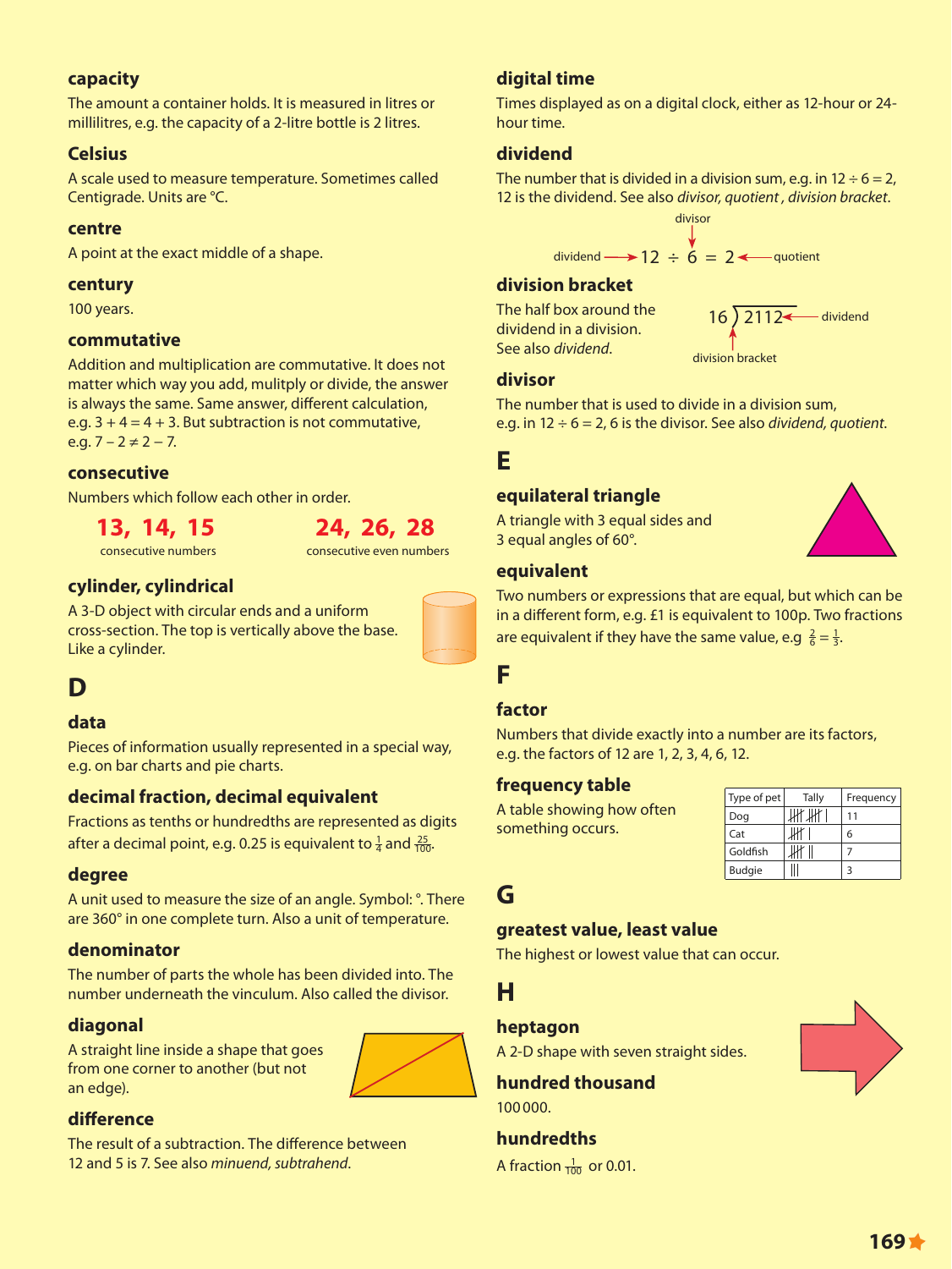### capacity

The amount a container holds. It is measured in litres or millilitres, e.g. the capacity of a 2-litre bottle is 2 litres.

### Celsius

A scale used to measure temperature. Sometimes called Centigrade. Units are °C.

### centre

A point at the exact middle of a shape.

### century

100 years.

### commutative

Addition and multiplication are commutative. It does not matter which way you add, mulitply or divide, the answer is always the same. Same answer, different calculation, e.g. $3 + 4 = 4 + 3$. But subtraction is not commutative, e.g. $7 - 2 \neq 2 - 7$.

### consecutive

Numbers which follow each other in order.

**13, 14, 15**
consecutive numbers

**24, 26, 28**
consecutive even numbers

### cylinder, cylindrical

A 3-D object with circular ends and a uniform cross-section. The top is vertically above the base. Like a cylinder.

## D

### data

Pieces of information usually represented in a special way, e.g. on bar charts and pie charts.

### decimal fraction, decimal equivalent

Fractions as tenths or hundredths are represented as digits after a decimal point, e.g. 0.25 is equivalent to $\frac{1}{4}$ and $\frac{25}{100}$.

### degree

A unit used to measure the size of an angle. Symbol: °. There are 360° in one complete turn. Also a unit of temperature.

### denominator

The number of parts the whole has been divided into. The number underneath the vinculum. Also called the divisor.

### diagonal

A straight line inside a shape that goes from one corner to another (but not an edge).

### difference

The result of a subtraction. The difference between 12 and 5 is 7. See also *minuend, subtrahend*.

### digital time

Times displayed as on a digital clock, either as 12-hour or 24-hour time.

### dividend

The number that is divided in a division sum, e.g. in $12 \div 6 = 2$, 12 is the dividend. See also *divisor, quotient , division bracket*.

dividend → $12 \div 6 = 2$ ← quotient (6: divisor)

### division bracket

The half box around the dividend in a division. See also *dividend*.

16 ) 2112 ← dividend (division bracket)

### divisor

The number that is used to divide in a division sum, e.g. in $12 \div 6 = 2$, 6 is the divisor. See also *dividend, quotient.*

## E

### equilateral triangle

A triangle with 3 equal sides and 3 equal angles of 60°.

### equivalent

Two numbers or expressions that are equal, but which can be in a different form, e.g. £1 is equivalent to 100p. Two fractions are equivalent if they have the same value, e.g $\frac{2}{6} = \frac{1}{3}$.

## F

### factor

Numbers that divide exactly into a number are its factors, e.g. the factors of 12 are 1, 2, 3, 4, 6, 12.

### frequency table

A table showing how often something occurs.

| Type of pet | Tally | Frequency |
|---|---|---|
| Dog | 𝍸 𝍸 I | 11 |
| Cat | 𝍸 I | 6 |
| Goldfish | 𝍸 II | 7 |
| Budgie | III | 3 |

## G

### greatest value, least value

The highest or lowest value that can occur.

## H

### heptagon

A 2-D shape with seven straight sides.

### hundred thousand

100 000.

### hundredths

A fraction $\frac{1}{100}$ or 0.01.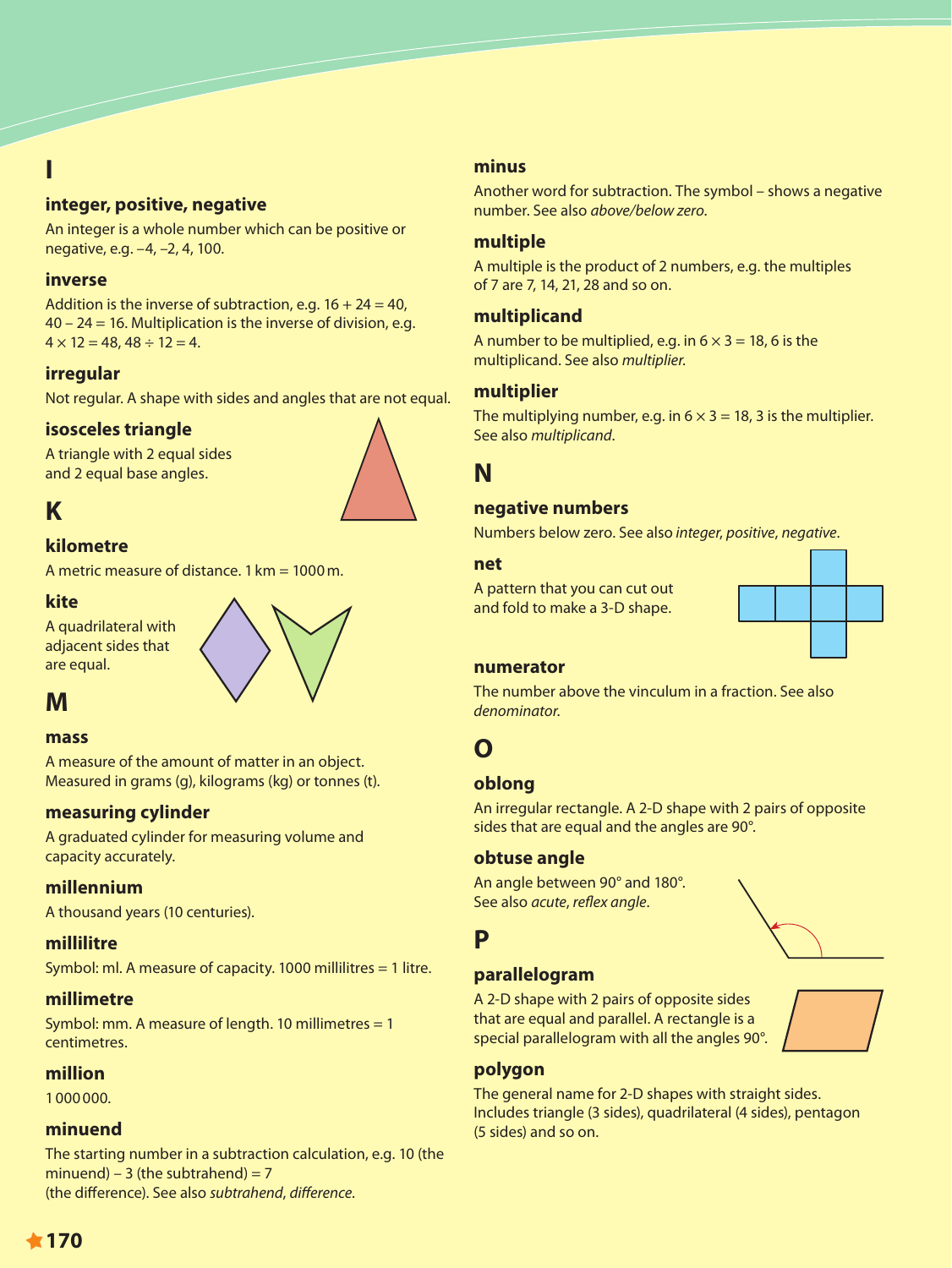## I

### integer, positive, negative

An integer is a whole number which can be positive or negative, e.g. –4, –2, 4, 100.

### inverse

Addition is the inverse of subtraction, e.g. 16 + 24 = 40, 40 – 24 = 16. Multiplication is the inverse of division, e.g. 4 × 12 = 48, 48 ÷ 12 = 4.

### irregular

Not regular. A shape with sides and angles that are not equal.

### isosceles triangle

A triangle with 2 equal sides and 2 equal base angles.

## K

### kilometre

A metric measure of distance. 1 km = 1000 m.

### kite

A quadrilateral with adjacent sides that are equal.

## M

### mass

A measure of the amount of matter in an object. Measured in grams (g), kilograms (kg) or tonnes (t).

### measuring cylinder

A graduated cylinder for measuring volume and capacity accurately.

### millennium

A thousand years (10 centuries).

### millilitre

Symbol: ml. A measure of capacity. 1000 millilitres = 1 litre.

### millimetre

Symbol: mm. A measure of length. 10 millimetres = 1 centimetres.

### million

1 000 000.

### minuend

The starting number in a subtraction calculation, e.g. 10 (the minuend) – 3 (the subtrahend) = 7 (the difference). See also *subtrahend*, *difference*.

### minus

Another word for subtraction. The symbol – shows a negative number. See also *above/below zero*.

### multiple

A multiple is the product of 2 numbers, e.g. the multiples of 7 are 7, 14, 21, 28 and so on.

### multiplicand

A number to be multiplied, e.g. in 6 × 3 = 18, 6 is the multiplicand. See also *multiplier*.

### multiplier

The multiplying number, e.g. in 6 × 3 = 18, 3 is the multiplier. See also *multiplicand*.

## N

### negative numbers

Numbers below zero. See also *integer*, *positive*, *negative*.

### net

A pattern that you can cut out and fold to make a 3-D shape.

### numerator

The number above the vinculum in a fraction. See also *denominator*.

## O

### oblong

An irregular rectangle. A 2-D shape with 2 pairs of opposite sides that are equal and the angles are 90°.

### obtuse angle

An angle between 90° and 180°. See also *acute*, *reflex angle*.

## P

### parallelogram

A 2-D shape with 2 pairs of opposite sides that are equal and parallel. A rectangle is a special parallelogram with all the angles 90°.

### polygon

The general name for 2-D shapes with straight sides. Includes triangle (3 sides), quadrilateral (4 sides), pentagon (5 sides) and so on.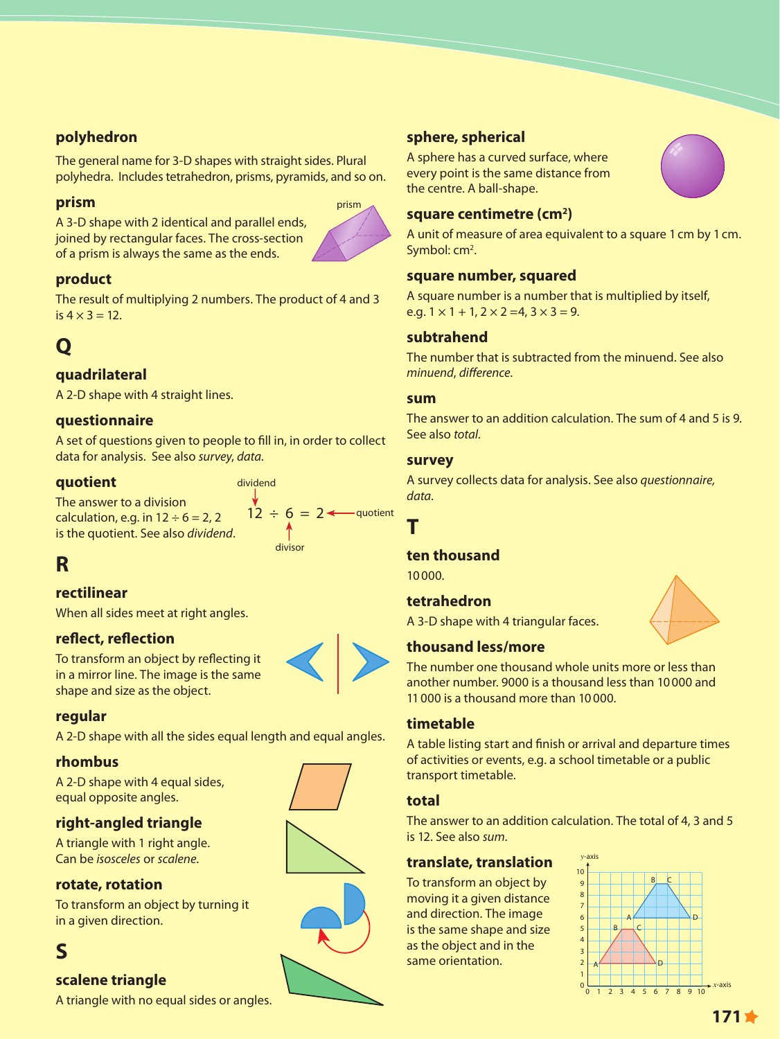### polyhedron

The general name for 3-D shapes with straight sides. Plural polyhedra. Includes tetrahedron, prisms, pyramids, and so on.

### prism

A 3-D shape with 2 identical and parallel ends, joined by rectangular faces. The cross-section of a prism is always the same as the ends.

### product

The result of multiplying 2 numbers. The product of 4 and 3 is $4 \times 3 = 12$.

## Q

### quadrilateral

A 2-D shape with 4 straight lines.

### questionnaire

A set of questions given to people to fill in, in order to collect data for analysis. See also *survey*, *data*.

### quotient

The answer to a division calculation, e.g. in $12 \div 6 = 2$, 2 is the quotient. See also *dividend*.

$$12 \div 6 = 2$$

(dividend: 12; divisor: 6; quotient: 2)

## R

### rectilinear

When all sides meet at right angles.

### reflect, reflection

To transform an object by reflecting it in a mirror line. The image is the same shape and size as the object.

### regular

A 2-D shape with all the sides equal length and equal angles.

### rhombus

A 2-D shape with 4 equal sides, equal opposite angles.

### right-angled triangle

A triangle with 1 right angle. Can be *isosceles* or *scalene*.

### rotate, rotation

To transform an object by turning it in a given direction.

## S

### scalene triangle

A triangle with no equal sides or angles.

### sphere, spherical

A sphere has a curved surface, where every point is the same distance from the centre. A ball-shape.

### square centimetre ($cm^2$)

A unit of measure of area equivalent to a square 1 cm by 1 cm. Symbol: $cm^2$.

### square number, squared

A square number is a number that is multiplied by itself, e.g. $1 \times 1 + 1$, $2 \times 2 = 4$, $3 \times 3 = 9$.

### subtrahend

The number that is subtracted from the minuend. See also *minuend*, *difference*.

### sum

The answer to an addition calculation. The sum of 4 and 5 is 9. See also *total*.

### survey

A survey collects data for analysis. See also *questionnaire*, *data*.

## T

### ten thousand

10 000.

### tetrahedron

A 3-D shape with 4 triangular faces.

### thousand less/more

The number one thousand whole units more or less than another number. 9000 is a thousand less than 10 000 and 11 000 is a thousand more than 10 000.

### timetable

A table listing start and finish or arrival and departure times of activities or events, e.g. a school timetable or a public transport timetable.

### total

The answer to an addition calculation. The total of 4, 3 and 5 is 12. See also *sum*.

### translate, translation

To transform an object by moving it a given distance and direction. The image is the same shape and size as the object and in the same orientation.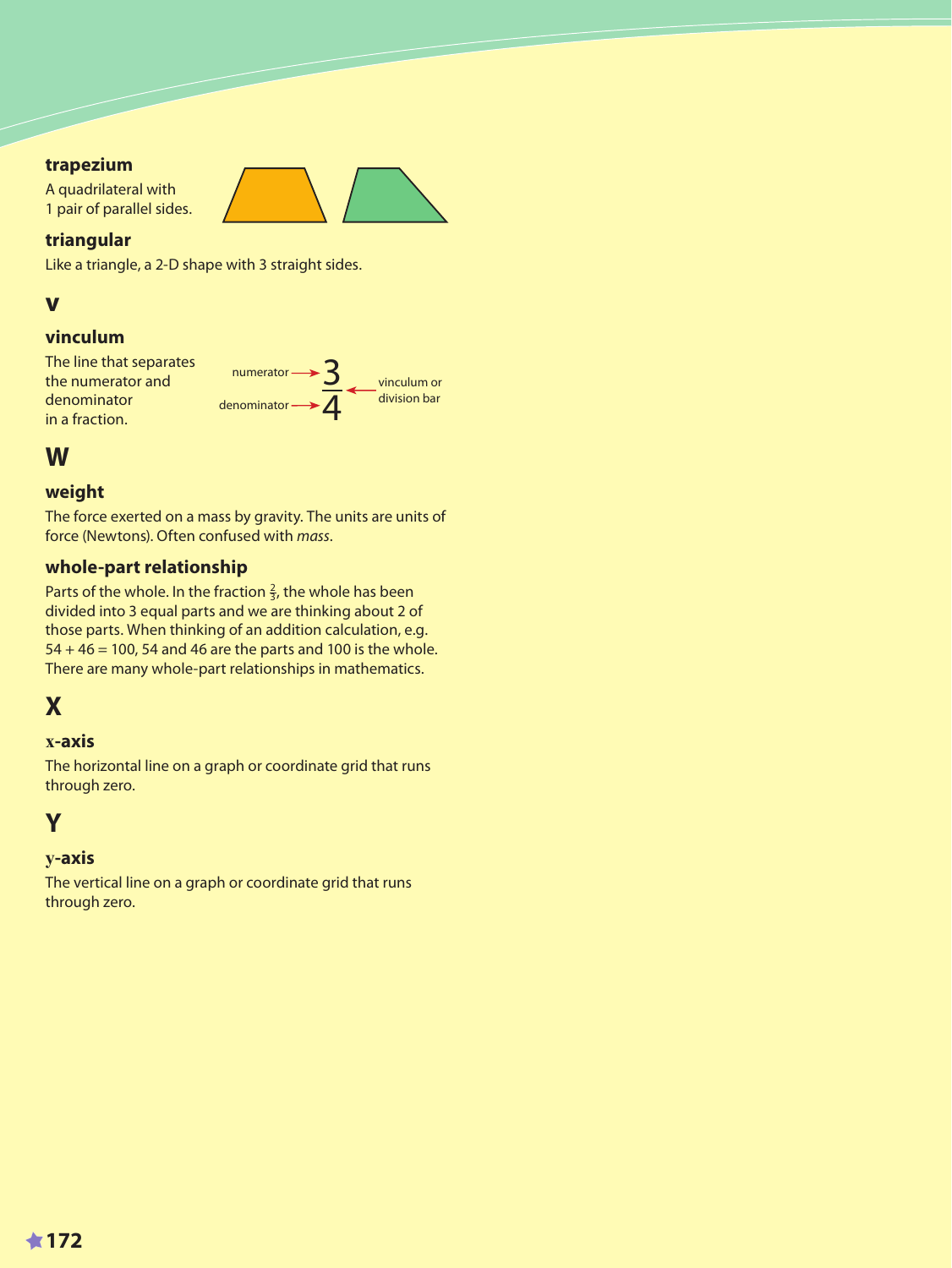**trapezium**

A quadrilateral with 1 pair of parallel sides.

**triangular**

Like a triangle, a 2-D shape with 3 straight sides.

## V

**vinculum**

The line that separates the numerator and denominator in a fraction.

numerator → 3

denominator → 4

vinculum or division bar

## W

**weight**

The force exerted on a mass by gravity. The units are units of force (Newtons). Often confused with *mass*.

**whole-part relationship**

Parts of the whole. In the fraction $\frac{2}{3}$, the whole has been divided into 3 equal parts and we are thinking about 2 of those parts. When thinking of an addition calculation, e.g. $54 + 46 = 100$, 54 and 46 are the parts and 100 is the whole. There are many whole-part relationships in mathematics.

## X

**x-axis**

The horizontal line on a graph or coordinate grid that runs through zero.

## Y

**y-axis**

The vertical line on a graph or coordinate grid that runs through zero.